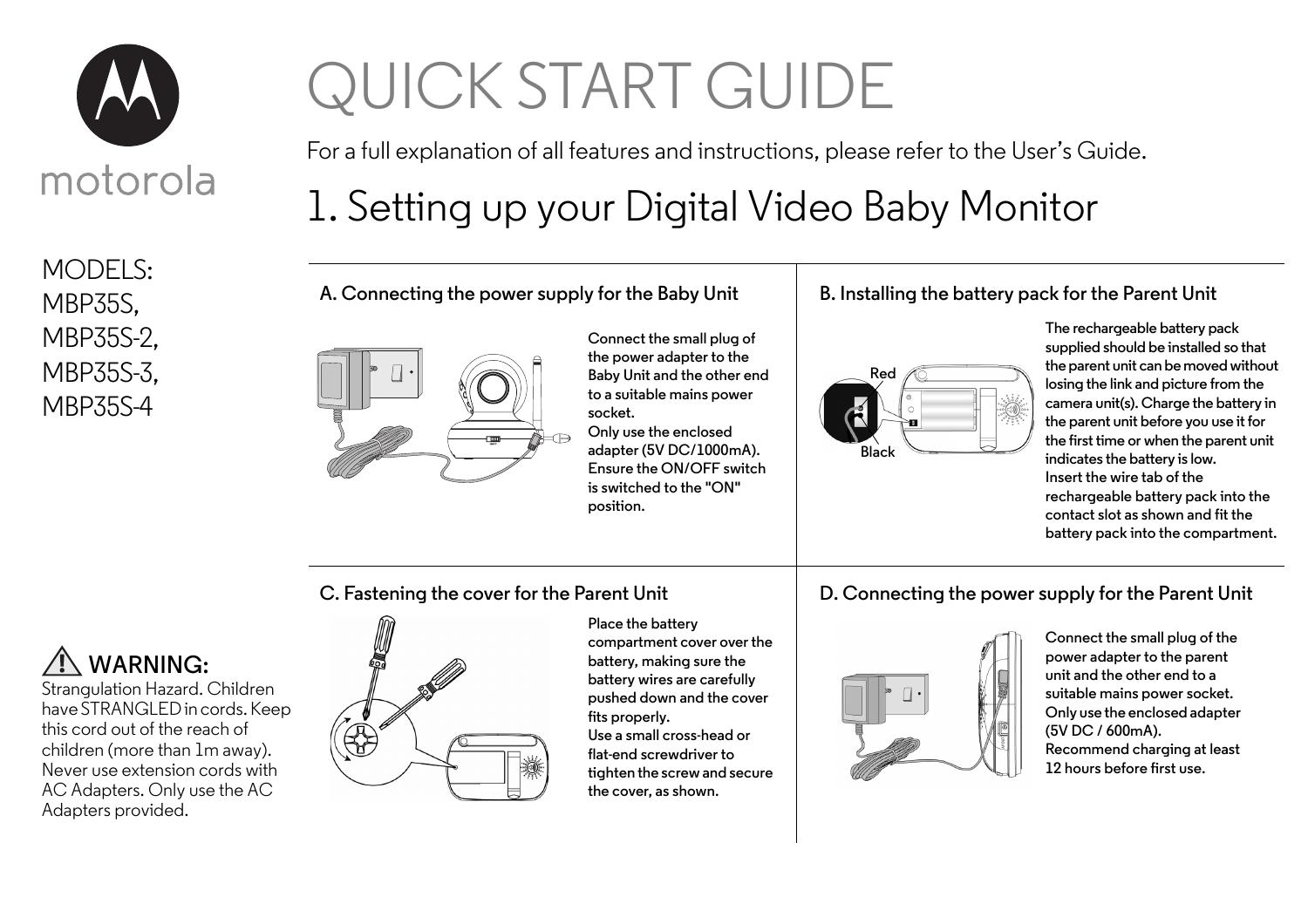motorola

# QUICK START GUIDE

For a full explanation of all features and instructions, please refer to the User's Guide.

MODELS:
MBP35S,
MBP35S-2,
MBP35S-3,
MBP35S-4

## 1. Setting up your Digital Video Baby Monitor

### A. Connecting the power supply for the Baby Unit

Connect the small plug of the power adapter to the Baby Unit and the other end to a suitable mains power socket.
Only use the enclosed adapter (5V DC/1000mA).
Ensure the ON/OFF switch is switched to the "ON" position.

### B. Installing the battery pack for the Parent Unit

Red

Black

The rechargeable battery pack supplied should be installed so that the parent unit can be moved without losing the link and picture from the camera unit(s). Charge the battery in the parent unit before you use it for the first time or when the parent unit indicates the battery is low.
Insert the wire tab of the rechargeable battery pack into the contact slot as shown and fit the battery pack into the compartment.

### C. Fastening the cover for the Parent Unit

Place the battery compartment cover over the battery, making sure the battery wires are carefully pushed down and the cover fits properly.
Use a small cross-head or flat-end screwdriver to tighten the screw and secure the cover, as shown.

### D. Connecting the power supply for the Parent Unit

Connect the small plug of the power adapter to the parent unit and the other end to a suitable mains power socket.
Only use the enclosed adapter (5V DC / 600mA).
Recommend charging at least 12 hours before first use.

**⚠ WARNING:**

Strangulation Hazard. Children have STRANGLED in cords. Keep this cord out of the reach of children (more than 1m away). Never use extension cords with AC Adapters. Only use the AC Adapters provided.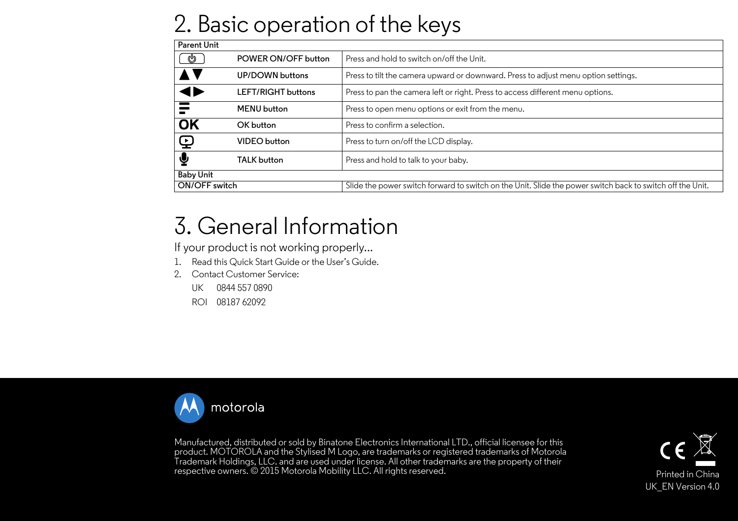# 2. Basic operation of the keys

| Parent Unit | | |
|---|---|---|
| | POWER ON/OFF button | Press and hold to switch on/off the Unit. |
| ▲▼ | UP/DOWN buttons | Press to tilt the camera upward or downward. Press to adjust menu option settings. |
| ◀▶ | LEFT/RIGHT buttons | Press to pan the camera left or right. Press to access different menu options. |
| | MENU button | Press to open menu options or exit from the menu. |
| OK | OK button | Press to confirm a selection. |
| | VIDEO button | Press to turn on/off the LCD display. |
| | TALK button | Press and hold to talk to your baby. |
| Baby Unit | | |
| ON/OFF switch | | Slide the power switch forward to switch on the Unit. Slide the power switch back to switch off the Unit. |

# 3. General Information

If your product is not working properly...

1. Read this Quick Start Guide or the User's Guide.
2. Contact Customer Service:

   UK 0844 557 0890

   ROI 08187 62092

motorola

Manufactured, distributed or sold by Binatone Electronics International LTD., official licensee for this product. MOTOROLA and the Stylised M Logo, are trademarks or registered trademarks of Motorola Trademark Holdings, LLC. and are used under license. All other trademarks are the property of their respective owners. © 2015 Motorola Mobility LLC. All rights reserved.

CE

Printed in China

UK_EN Version 4.0